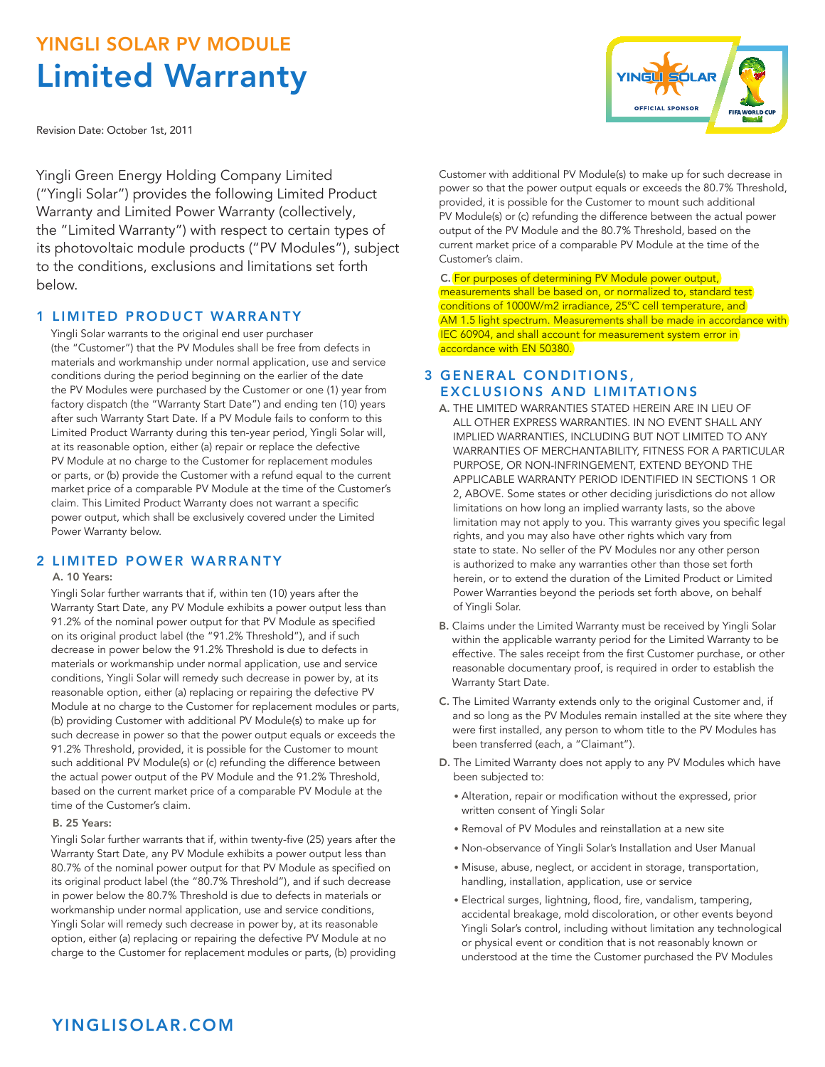# YINGLI SOLAR PV MODULE

# Limited Warranty

Revision Date: October 1st, 2011

Yingli Green Energy Holding Company Limited ("Yingli Solar") provides the following Limited Product Warranty and Limited Power Warranty (collectively, the "Limited Warranty") with respect to certain types of its photovoltaic module products ("PV Modules"), subject to the conditions, exclusions and limitations set forth below.

## 1 LIMITED PRODUCT WARRANTY

Yingli Solar warrants to the original end user purchaser (the "Customer") that the PV Modules shall be free from defects in materials and workmanship under normal application, use and service conditions during the period beginning on the earlier of the date the PV Modules were purchased by the Customer or one (1) year from factory dispatch (the "Warranty Start Date") and ending ten (10) years after such Warranty Start Date. If a PV Module fails to conform to this Limited Product Warranty during this ten-year period, Yingli Solar will, at its reasonable option, either (a) repair or replace the defective PV Module at no charge to the Customer for replacement modules or parts, or (b) provide the Customer with a refund equal to the current market price of a comparable PV Module at the time of the Customer's claim. This Limited Product Warranty does not warrant a specific power output, which shall be exclusively covered under the Limited Power Warranty below.

## 2 LIMITED POWER WARRANTY

**A. 10 Years:**

Yingli Solar further warrants that if, within ten (10) years after the Warranty Start Date, any PV Module exhibits a power output less than 91.2% of the nominal power output for that PV Module as specified on its original product label (the "91.2% Threshold"), and if such decrease in power below the 91.2% Threshold is due to defects in materials or workmanship under normal application, use and service conditions, Yingli Solar will remedy such decrease in power by, at its reasonable option, either (a) replacing or repairing the defective PV Module at no charge to the Customer for replacement modules or parts, (b) providing Customer with additional PV Module(s) to make up for such decrease in power so that the power output equals or exceeds the 91.2% Threshold, provided, it is possible for the Customer to mount such additional PV Module(s) or (c) refunding the difference between the actual power output of the PV Module and the 91.2% Threshold, based on the current market price of a comparable PV Module at the time of the Customer's claim.

**B. 25 Years:**

Yingli Solar further warrants that if, within twenty-five (25) years after the Warranty Start Date, any PV Module exhibits a power output less than 80.7% of the nominal power output for that PV Module as specified on its original product label (the "80.7% Threshold"), and if such decrease in power below the 80.7% Threshold is due to defects in materials or workmanship under normal application, use and service conditions, Yingli Solar will remedy such decrease in power by, at its reasonable option, either (a) replacing or repairing the defective PV Module at no charge to the Customer for replacement modules or parts, (b) providing Customer with additional PV Module(s) to make up for such decrease in power so that the power output equals or exceeds the 80.7% Threshold, provided, it is possible for the Customer to mount such additional PV Module(s) or (c) refunding the difference between the actual power output of the PV Module and the 80.7% Threshold, based on the current market price of a comparable PV Module at the time of the Customer's claim.

**C.** For purposes of determining PV Module power output, measurements shall be based on, or normalized to, standard test conditions of 1000W/m2 irradiance, 25°C cell temperature, and AM 1.5 light spectrum. Measurements shall be made in accordance with IEC 60904, and shall account for measurement system error in accordance with EN 50380.

## 3 GENERAL CONDITIONS, EXCLUSIONS AND LIMITATIONS

**A.** THE LIMITED WARRANTIES STATED HEREIN ARE IN LIEU OF ALL OTHER EXPRESS WARRANTIES. IN NO EVENT SHALL ANY IMPLIED WARRANTIES, INCLUDING BUT NOT LIMITED TO ANY WARRANTIES OF MERCHANTABILITY, FITNESS FOR A PARTICULAR PURPOSE, OR NON-INFRINGEMENT, EXTEND BEYOND THE APPLICABLE WARRANTY PERIOD IDENTIFIED IN SECTIONS 1 OR 2, ABOVE. Some states or other deciding jurisdictions do not allow limitations on how long an implied warranty lasts, so the above limitation may not apply to you. This warranty gives you specific legal rights, and you may also have other rights which vary from state to state. No seller of the PV Modules nor any other person is authorized to make any warranties other than those set forth herein, or to extend the duration of the Limited Product or Limited Power Warranties beyond the periods set forth above, on behalf of Yingli Solar.

**B.** Claims under the Limited Warranty must be received by Yingli Solar within the applicable warranty period for the Limited Warranty to be effective. The sales receipt from the first Customer purchase, or other reasonable documentary proof, is required in order to establish the Warranty Start Date.

**C.** The Limited Warranty extends only to the original Customer and, if and so long as the PV Modules remain installed at the site where they were first installed, any person to whom title to the PV Modules has been transferred (each, a "Claimant").

**D.** The Limited Warranty does not apply to any PV Modules which have been subjected to:

- Alteration, repair or modification without the expressed, prior written consent of Yingli Solar
- Removal of PV Modules and reinstallation at a new site
- Non-observance of Yingli Solar's Installation and User Manual
- Misuse, abuse, neglect, or accident in storage, transportation, handling, installation, application, use or service
- Electrical surges, lightning, flood, fire, vandalism, tampering, accidental breakage, mold discoloration, or other events beyond Yingli Solar's control, including without limitation any technological or physical event or condition that is not reasonably known or understood at the time the Customer purchased the PV Modules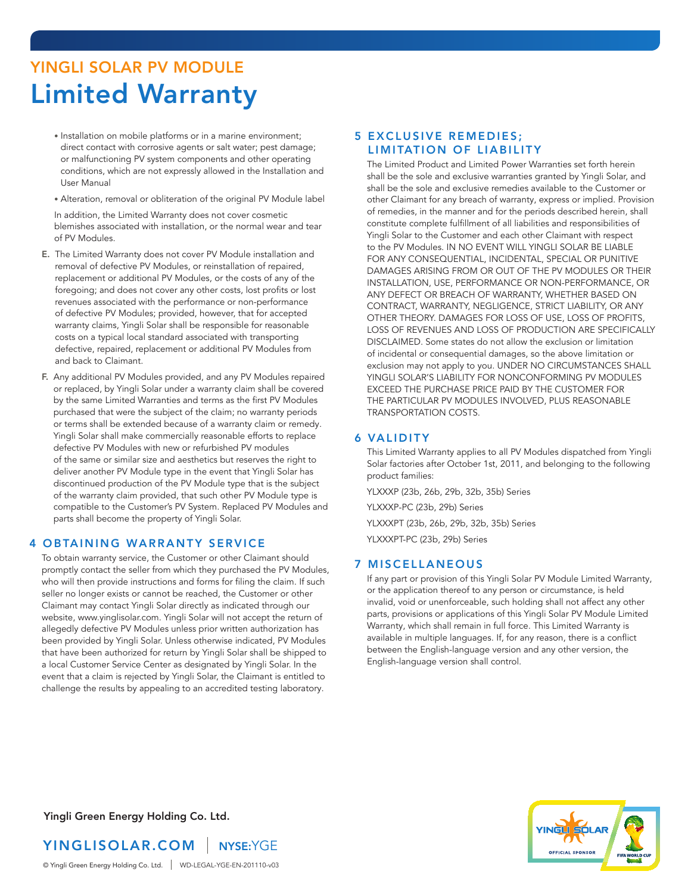# YINGLI SOLAR PV MODULE

# Limited Warranty

- Installation on mobile platforms or in a marine environment; direct contact with corrosive agents or salt water; pest damage; or malfunctioning PV system components and other operating conditions, which are not expressly allowed in the Installation and User Manual
- Alteration, removal or obliteration of the original PV Module label

In addition, the Limited Warranty does not cover cosmetic blemishes associated with installation, or the normal wear and tear of PV Modules.

**E.** The Limited Warranty does not cover PV Module installation and removal of defective PV Modules, or reinstallation of repaired, replacement or additional PV Modules, or the costs of any of the foregoing; and does not cover any other costs, lost profits or lost revenues associated with the performance or non-performance of defective PV Modules; provided, however, that for accepted warranty claims, Yingli Solar shall be responsible for reasonable costs on a typical local standard associated with transporting defective, repaired, replacement or additional PV Modules from and back to Claimant.

**F.** Any additional PV Modules provided, and any PV Modules repaired or replaced, by Yingli Solar under a warranty claim shall be covered by the same Limited Warranties and terms as the first PV Modules purchased that were the subject of the claim; no warranty periods or terms shall be extended because of a warranty claim or remedy. Yingli Solar shall make commercially reasonable efforts to replace defective PV Modules with new or refurbished PV modules of the same or similar size and aesthetics but reserves the right to deliver another PV Module type in the event that Yingli Solar has discontinued production of the PV Module type that is the subject of the warranty claim provided, that such other PV Module type is compatible to the Customer's PV System. Replaced PV Modules and parts shall become the property of Yingli Solar.

## 4 OBTAINING WARRANTY SERVICE

To obtain warranty service, the Customer or other Claimant should promptly contact the seller from which they purchased the PV Modules, who will then provide instructions and forms for filing the claim. If such seller no longer exists or cannot be reached, the Customer or other Claimant may contact Yingli Solar directly as indicated through our website, www.yinglisolar.com. Yingli Solar will not accept the return of allegedly defective PV Modules unless prior written authorization has been provided by Yingli Solar. Unless otherwise indicated, PV Modules that have been authorized for return by Yingli Solar shall be shipped to a local Customer Service Center as designated by Yingli Solar. In the event that a claim is rejected by Yingli Solar, the Claimant is entitled to challenge the results by appealing to an accredited testing laboratory.

## 5 EXCLUSIVE REMEDIES; LIMITATION OF LIABILITY

The Limited Product and Limited Power Warranties set forth herein shall be the sole and exclusive warranties granted by Yingli Solar, and shall be the sole and exclusive remedies available to the Customer or other Claimant for any breach of warranty, express or implied. Provision of remedies, in the manner and for the periods described herein, shall constitute complete fulfillment of all liabilities and responsibilities of Yingli Solar to the Customer and each other Claimant with respect to the PV Modules. IN NO EVENT WILL YINGLI SOLAR BE LIABLE FOR ANY CONSEQUENTIAL, INCIDENTAL, SPECIAL OR PUNITIVE DAMAGES ARISING FROM OR OUT OF THE PV MODULES OR THEIR INSTALLATION, USE, PERFORMANCE OR NON-PERFORMANCE, OR ANY DEFECT OR BREACH OF WARRANTY, WHETHER BASED ON CONTRACT, WARRANTY, NEGLIGENCE, STRICT LIABILITY, OR ANY OTHER THEORY. DAMAGES FOR LOSS OF USE, LOSS OF PROFITS, LOSS OF REVENUES AND LOSS OF PRODUCTION ARE SPECIFICALLY DISCLAIMED. Some states do not allow the exclusion or limitation of incidental or consequential damages, so the above limitation or exclusion may not apply to you. UNDER NO CIRCUMSTANCES SHALL YINGLI SOLAR'S LIABILITY FOR NONCONFORMING PV MODULES EXCEED THE PURCHASE PRICE PAID BY THE CUSTOMER FOR THE PARTICULAR PV MODULES INVOLVED, PLUS REASONABLE TRANSPORTATION COSTS.

## 6 VALIDITY

This Limited Warranty applies to all PV Modules dispatched from Yingli Solar factories after October 1st, 2011, and belonging to the following product families:

YLXXXP (23b, 26b, 29b, 32b, 35b) Series

YLXXXP-PC (23b, 29b) Series

YLXXXPT (23b, 26b, 29b, 32b, 35b) Series

YLXXXPT-PC (23b, 29b) Series

## 7 MISCELLANEOUS

If any part or provision of this Yingli Solar PV Module Limited Warranty, or the application thereof to any person or circumstance, is held invalid, void or unenforceable, such holding shall not affect any other parts, provisions or applications of this Yingli Solar PV Module Limited Warranty, which shall remain in full force. This Limited Warranty is available in multiple languages. If, for any reason, there is a conflict between the English-language version and any other version, the English-language version shall control.

Yingli Green Energy Holding Co. Ltd.

YINGLISOLAR.COM | NYSE:YGE

© Yingli Green Energy Holding Co. Ltd. | WD-LEGAL-YGE-EN-201110-v03